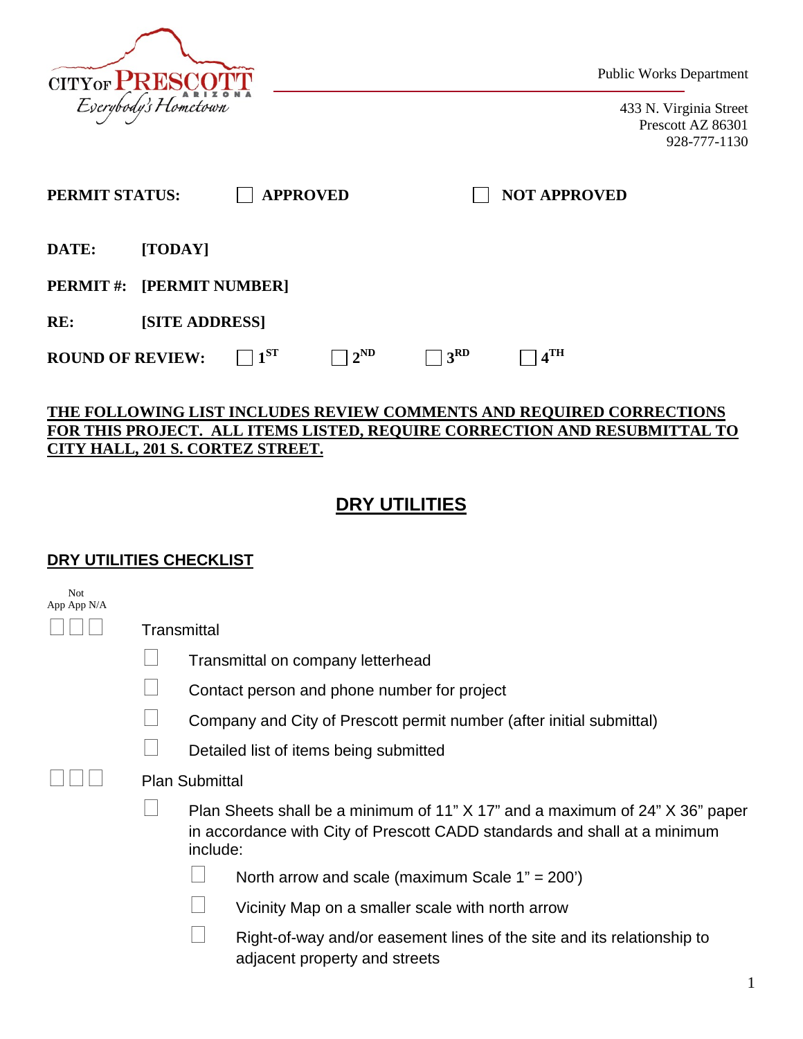CITY OF PRESCOTT ARIZONA
*Everybody's Hometown*

Public Works Department

433 N. Virginia Street
Prescott AZ 86301
928-777-1130

**PERMIT STATUS:** ☐ **APPROVED** ☐ **NOT APPROVED**

**DATE:** **[TODAY]**

**PERMIT #:** **[PERMIT NUMBER]**

**RE:** **[SITE ADDRESS]**

**ROUND OF REVIEW:** ☐ **1ST** ☐ **2ND** ☐ **3RD** ☐ **4TH**

**THE FOLLOWING LIST INCLUDES REVIEW COMMENTS AND REQUIRED CORRECTIONS FOR THIS PROJECT. ALL ITEMS LISTED, REQUIRE CORRECTION AND RESUBMITTAL TO CITY HALL, 201 S. CORTEZ STREET.**

# DRY UTILITIES

## DRY UTILITIES CHECKLIST

App / Not App / N/A

☐ ☐ ☐ Transmittal

- ☐ Transmittal on company letterhead
- ☐ Contact person and phone number for project
- ☐ Company and City of Prescott permit number (after initial submittal)
- ☐ Detailed list of items being submitted

☐ ☐ ☐ Plan Submittal

- ☐ Plan Sheets shall be a minimum of 11" X 17" and a maximum of 24" X 36" paper in accordance with City of Prescott CADD standards and shall at a minimum include:
  - ☐ North arrow and scale (maximum Scale 1" = 200')
  - ☐ Vicinity Map on a smaller scale with north arrow
  - ☐ Right-of-way and/or easement lines of the site and its relationship to adjacent property and streets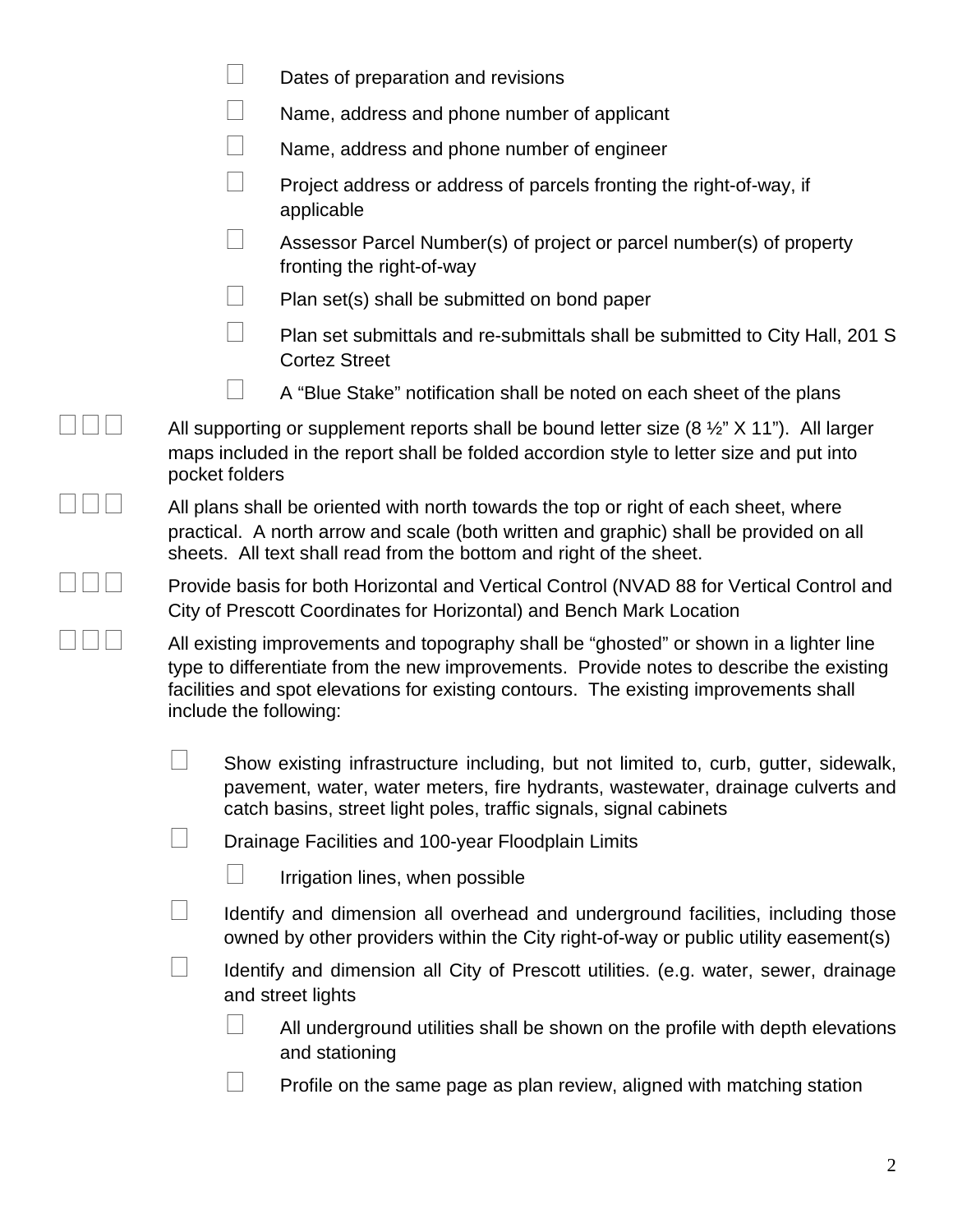- ☐ Dates of preparation and revisions
- ☐ Name, address and phone number of applicant
- ☐ Name, address and phone number of engineer
- ☐ Project address or address of parcels fronting the right-of-way, if applicable
- ☐ Assessor Parcel Number(s) of project or parcel number(s) of property fronting the right-of-way
- ☐ Plan set(s) shall be submitted on bond paper
- ☐ Plan set submittals and re-submittals shall be submitted to City Hall, 201 S Cortez Street
- ☐ A "Blue Stake" notification shall be noted on each sheet of the plans

☐ ☐ ☐ All supporting or supplement reports shall be bound letter size (8 ½" X 11"). All larger maps included in the report shall be folded accordion style to letter size and put into pocket folders

☐ ☐ ☐ All plans shall be oriented with north towards the top or right of each sheet, where practical. A north arrow and scale (both written and graphic) shall be provided on all sheets. All text shall read from the bottom and right of the sheet.

☐ ☐ ☐ Provide basis for both Horizontal and Vertical Control (NVAD 88 for Vertical Control and City of Prescott Coordinates for Horizontal) and Bench Mark Location

☐ ☐ ☐ All existing improvements and topography shall be "ghosted" or shown in a lighter line type to differentiate from the new improvements. Provide notes to describe the existing facilities and spot elevations for existing contours. The existing improvements shall include the following:

- ☐ Show existing infrastructure including, but not limited to, curb, gutter, sidewalk, pavement, water, water meters, fire hydrants, wastewater, drainage culverts and catch basins, street light poles, traffic signals, signal cabinets
- ☐ Drainage Facilities and 100-year Floodplain Limits
  - ☐ Irrigation lines, when possible
- ☐ Identify and dimension all overhead and underground facilities, including those owned by other providers within the City right-of-way or public utility easement(s)
- ☐ Identify and dimension all City of Prescott utilities. (e.g. water, sewer, drainage and street lights
  - ☐ All underground utilities shall be shown on the profile with depth elevations and stationing
  - ☐ Profile on the same page as plan review, aligned with matching station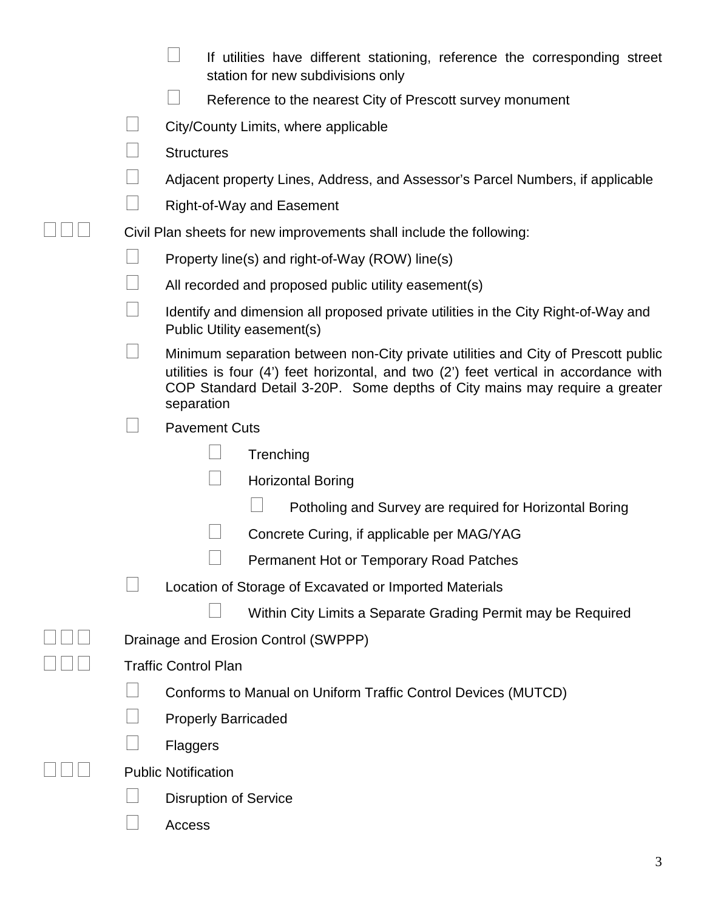- ☐ If utilities have different stationing, reference the corresponding street station for new subdivisions only
- ☐ Reference to the nearest City of Prescott survey monument

- ☐ City/County Limits, where applicable
- ☐ Structures
- ☐ Adjacent property Lines, Address, and Assessor's Parcel Numbers, if applicable
- ☐ Right-of-Way and Easement

☐ ☐ ☐ Civil Plan sheets for new improvements shall include the following:

- ☐ Property line(s) and right-of-Way (ROW) line(s)
- ☐ All recorded and proposed public utility easement(s)
- ☐ Identify and dimension all proposed private utilities in the City Right-of-Way and Public Utility easement(s)
- ☐ Minimum separation between non-City private utilities and City of Prescott public utilities is four (4') feet horizontal, and two (2') feet vertical in accordance with COP Standard Detail 3-20P. Some depths of City mains may require a greater separation
- ☐ Pavement Cuts
  - ☐ Trenching
  - ☐ Horizontal Boring
    - ☐ Potholing and Survey are required for Horizontal Boring
  - ☐ Concrete Curing, if applicable per MAG/YAG
  - ☐ Permanent Hot or Temporary Road Patches
- ☐ Location of Storage of Excavated or Imported Materials
  - ☐ Within City Limits a Separate Grading Permit may be Required

☐ ☐ ☐ Drainage and Erosion Control (SWPPP)

☐ ☐ ☐ Traffic Control Plan

- ☐ Conforms to Manual on Uniform Traffic Control Devices (MUTCD)
- ☐ Properly Barricaded
- ☐ Flaggers

☐ ☐ ☐ Public Notification

- ☐ Disruption of Service
- ☐ Access